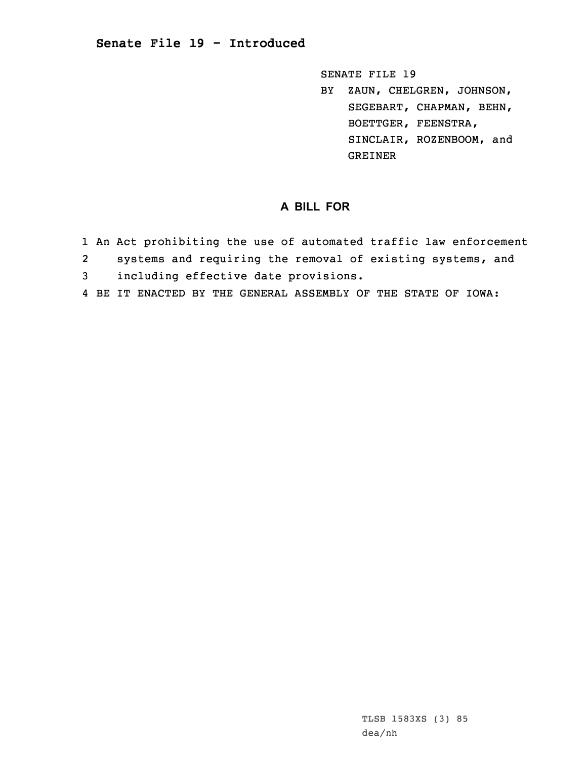# Senate File 19 - Introduced

SENATE FILE 19
BY ZAUN, CHELGREN, JOHNSON, SEGEBART, CHAPMAN, BEHN, BOETTGER, FEENSTRA, SINCLAIR, ROZENBOOM, and GREINER

## A BILL FOR

1 An Act prohibiting the use of automated traffic law enforcement
2 systems and requiring the removal of existing systems, and
3 including effective date provisions.
4 BE IT ENACTED BY THE GENERAL ASSEMBLY OF THE STATE OF IOWA:

TLSB 1583XS (3) 85
dea/nh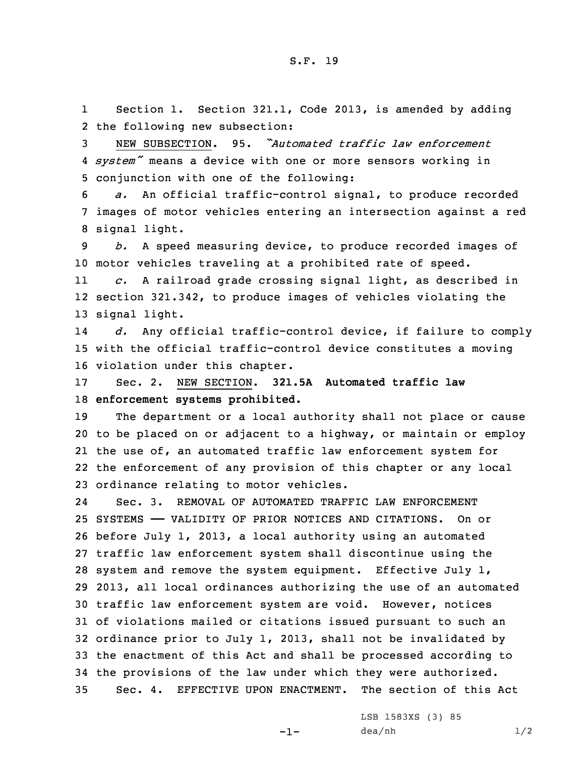S.F. 19

Section 1. Section 321.1, Code 2013, is amended by adding the following new subsection:

NEW SUBSECTION. 95. *"Automated traffic law enforcement system"* means a device with one or more sensors working in conjunction with one of the following:

*a.* An official traffic-control signal, to produce recorded images of motor vehicles entering an intersection against a red signal light.

*b.* A speed measuring device, to produce recorded images of motor vehicles traveling at a prohibited rate of speed.

*c.* A railroad grade crossing signal light, as described in section 321.342, to produce images of vehicles violating the signal light.

*d.* Any official traffic-control device, if failure to comply with the official traffic-control device constitutes a moving violation under this chapter.

Sec. 2. NEW SECTION. **321.5A Automated traffic law enforcement systems prohibited.**

The department or a local authority shall not place or cause to be placed on or adjacent to a highway, or maintain or employ the use of, an automated traffic law enforcement system for the enforcement of any provision of this chapter or any local ordinance relating to motor vehicles.

Sec. 3. REMOVAL OF AUTOMATED TRAFFIC LAW ENFORCEMENT SYSTEMS —— VALIDITY OF PRIOR NOTICES AND CITATIONS. On or before July 1, 2013, a local authority using an automated traffic law enforcement system shall discontinue using the system and remove the system equipment. Effective July 1, 2013, all local ordinances authorizing the use of an automated traffic law enforcement system are void. However, notices of violations mailed or citations issued pursuant to such an ordinance prior to July 1, 2013, shall not be invalidated by the enactment of this Act and shall be processed according to the provisions of the law under which they were authorized.

Sec. 4. EFFECTIVE UPON ENACTMENT. The section of this Act

LSB 1583XS (3) 85
dea/nh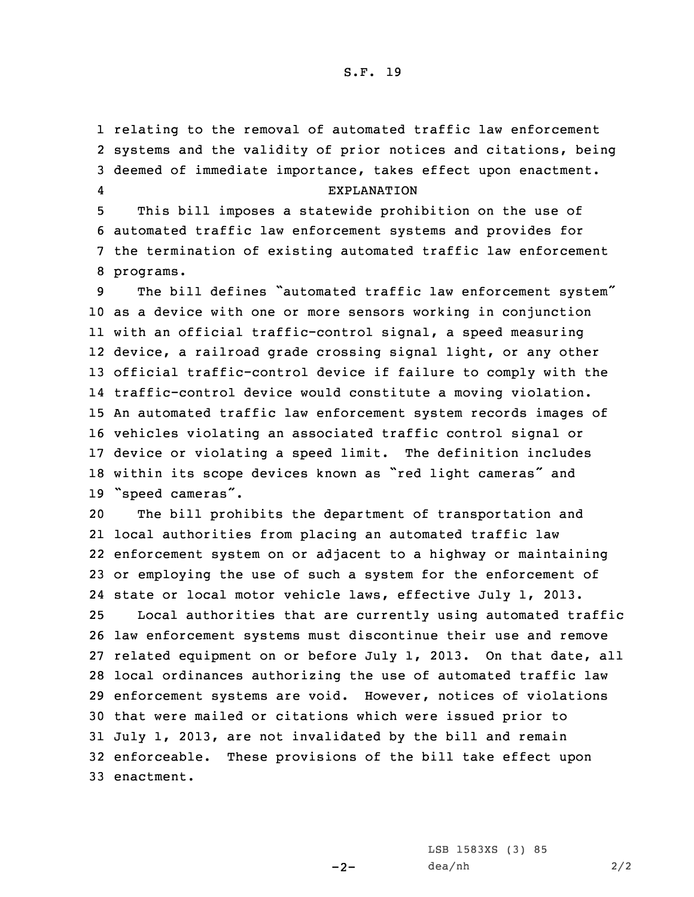relating to the removal of automated traffic law enforcement systems and the validity of prior notices and citations, being deemed of immediate importance, takes effect upon enactment.

EXPLANATION

This bill imposes a statewide prohibition on the use of automated traffic law enforcement systems and provides for the termination of existing automated traffic law enforcement programs.

The bill defines "automated traffic law enforcement system" as a device with one or more sensors working in conjunction with an official traffic-control signal, a speed measuring device, a railroad grade crossing signal light, or any other official traffic-control device if failure to comply with the traffic-control device would constitute a moving violation. An automated traffic law enforcement system records images of vehicles violating an associated traffic control signal or device or violating a speed limit. The definition includes within its scope devices known as "red light cameras" and "speed cameras".

The bill prohibits the department of transportation and local authorities from placing an automated traffic law enforcement system on or adjacent to a highway or maintaining or employing the use of such a system for the enforcement of state or local motor vehicle laws, effective July 1, 2013.

Local authorities that are currently using automated traffic law enforcement systems must discontinue their use and remove related equipment on or before July 1, 2013. On that date, all local ordinances authorizing the use of automated traffic law enforcement systems are void. However, notices of violations that were mailed or citations which were issued prior to July 1, 2013, are not invalidated by the bill and remain enforceable. These provisions of the bill take effect upon enactment.

LSB 1583XS (3) 85
dea/nh